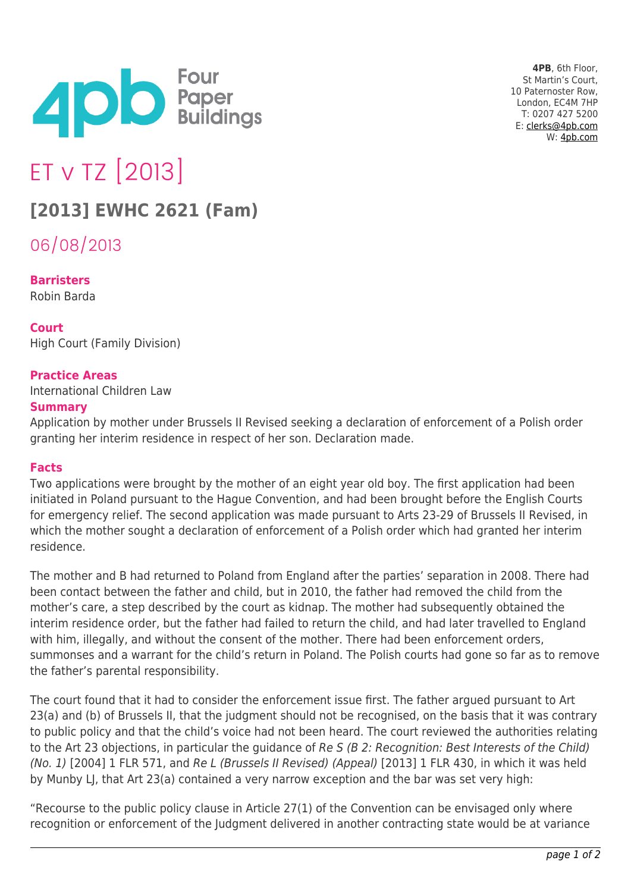4PB, 6th Floor,
St Martin's Court,
10 Paternoster Row,
London, EC4M 7HP
T: 0207 427 5200
E: clerks@4pb.com
W: 4pb.com

# ET v TZ [2013]

## [2013] EWHC 2621 (Fam)

06/08/2013

**Barristers**
Robin Barda

**Court**
High Court (Family Division)

**Practice Areas**
International Children Law

**Summary**
Application by mother under Brussels II Revised seeking a declaration of enforcement of a Polish order granting her interim residence in respect of her son. Declaration made.

**Facts**
Two applications were brought by the mother of an eight year old boy. The first application had been initiated in Poland pursuant to the Hague Convention, and had been brought before the English Courts for emergency relief. The second application was made pursuant to Arts 23-29 of Brussels II Revised, in which the mother sought a declaration of enforcement of a Polish order which had granted her interim residence.

The mother and B had returned to Poland from England after the parties' separation in 2008. There had been contact between the father and child, but in 2010, the father had removed the child from the mother's care, a step described by the court as kidnap. The mother had subsequently obtained the interim residence order, but the father had failed to return the child, and had later travelled to England with him, illegally, and without the consent of the mother. There had been enforcement orders, summonses and a warrant for the child's return in Poland. The Polish courts had gone so far as to remove the father's parental responsibility.

The court found that it had to consider the enforcement issue first. The father argued pursuant to Art 23(a) and (b) of Brussels II, that the judgment should not be recognised, on the basis that it was contrary to public policy and that the child's voice had not been heard. The court reviewed the authorities relating to the Art 23 objections, in particular the guidance of *Re S (B 2: Recognition: Best Interests of the Child) (No. 1)* [2004] 1 FLR 571, and *Re L (Brussels II Revised) (Appeal)* [2013] 1 FLR 430, in which it was held by Munby LJ, that Art 23(a) contained a very narrow exception and the bar was set very high:

"Recourse to the public policy clause in Article 27(1) of the Convention can be envisaged only where recognition or enforcement of the Judgment delivered in another contracting state would be at variance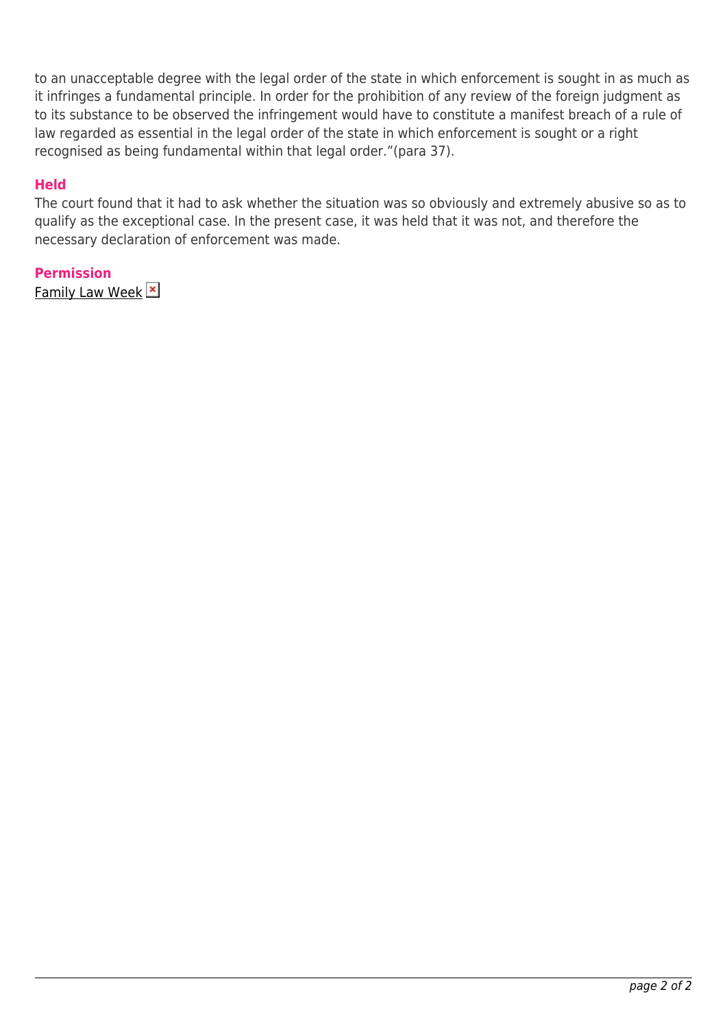to an unacceptable degree with the legal order of the state in which enforcement is sought in as much as it infringes a fundamental principle. In order for the prohibition of any review of the foreign judgment as to its substance to be observed the infringement would have to constitute a manifest breach of a rule of law regarded as essential in the legal order of the state in which enforcement is sought or a right recognised as being fundamental within that legal order."(para 37).

**Held**

The court found that it had to ask whether the situation was so obviously and extremely abusive so as to qualify as the exceptional case. In the present case, it was held that it was not, and therefore the necessary declaration of enforcement was made.

**Permission**

Family Law Week